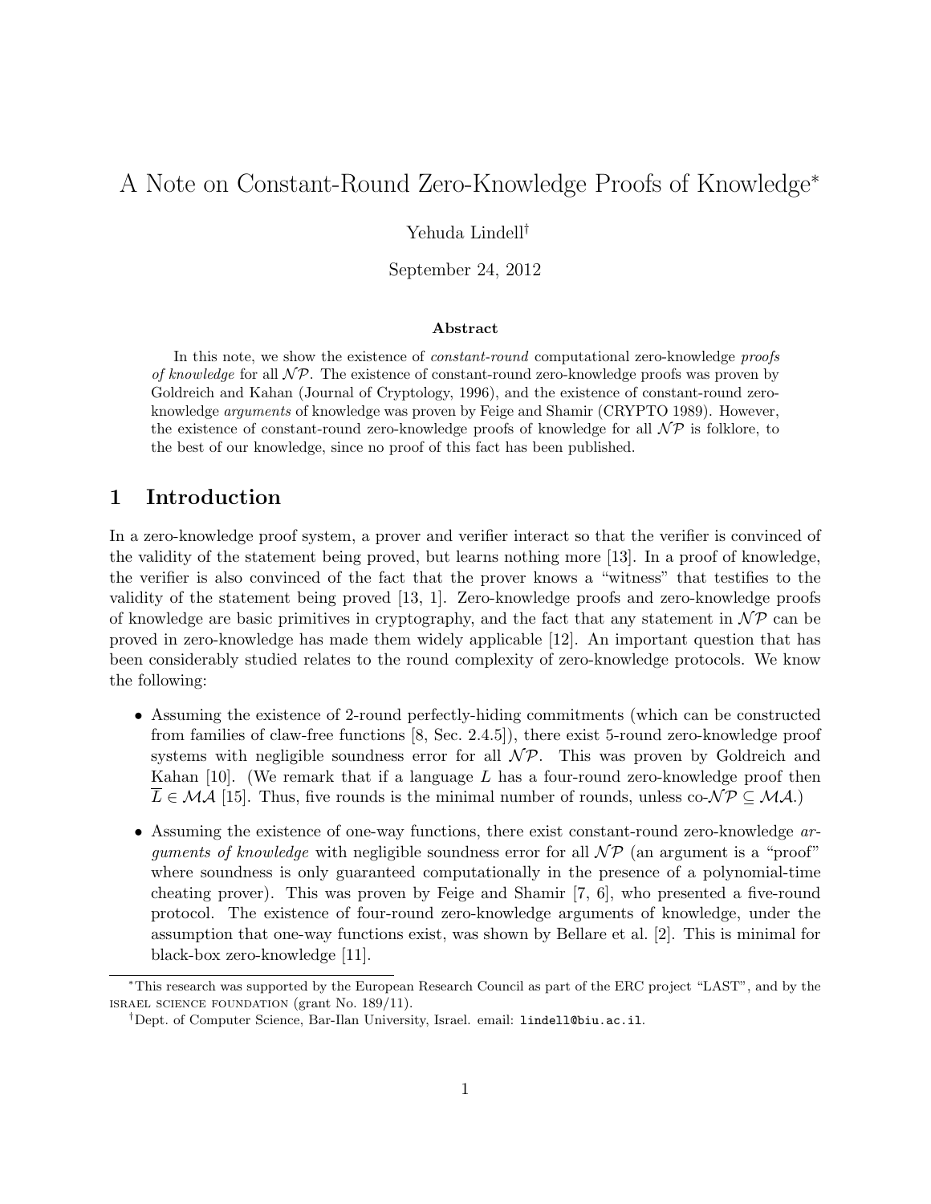# A Note on Constant-Round Zero-Knowledge Proofs of Knowledge*

Yehuda Lindell†

September 24, 2012

### Abstract

In this note, we show the existence of *constant-round* computational zero-knowledge *proofs of knowledge* for all $\mathcal{NP}$. The existence of constant-round zero-knowledge proofs was proven by Goldreich and Kahan (Journal of Cryptology, 1996), and the existence of constant-round zero-knowledge *arguments* of knowledge was proven by Feige and Shamir (CRYPTO 1989). However, the existence of constant-round zero-knowledge proofs of knowledge for all $\mathcal{NP}$ is folklore, to the best of our knowledge, since no proof of this fact has been published.

## 1 Introduction

In a zero-knowledge proof system, a prover and verifier interact so that the verifier is convinced of the validity of the statement being proved, but learns nothing more [13]. In a proof of knowledge, the verifier is also convinced of the fact that the prover knows a "witness" that testifies to the validity of the statement being proved [13, 1]. Zero-knowledge proofs and zero-knowledge proofs of knowledge are basic primitives in cryptography, and the fact that any statement in $\mathcal{NP}$ can be proved in zero-knowledge has made them widely applicable [12]. An important question that has been considerably studied relates to the round complexity of zero-knowledge protocols. We know the following:

- Assuming the existence of 2-round perfectly-hiding commitments (which can be constructed from families of claw-free functions [8, Sec. 2.4.5]), there exist 5-round zero-knowledge proof systems with negligible soundness error for all $\mathcal{NP}$. This was proven by Goldreich and Kahan [10]. (We remark that if a language $L$ has a four-round zero-knowledge proof then $\overline{L} \in \mathcal{MA}$ [15]. Thus, five rounds is the minimal number of rounds, unless co-$\mathcal{NP} \subseteq \mathcal{MA}$.)
- Assuming the existence of one-way functions, there exist constant-round zero-knowledge *arguments of knowledge* with negligible soundness error for all $\mathcal{NP}$ (an argument is a "proof" where soundness is only guaranteed computationally in the presence of a polynomial-time cheating prover). This was proven by Feige and Shamir [7, 6], who presented a five-round protocol. The existence of four-round zero-knowledge arguments of knowledge, under the assumption that one-way functions exist, was shown by Bellare et al. [2]. This is minimal for black-box zero-knowledge [11].

---

*This research was supported by the European Research Council as part of the ERC project "LAST", and by the ISRAEL SCIENCE FOUNDATION (grant No. 189/11).

†Dept. of Computer Science, Bar-Ilan University, Israel. email: lindell@biu.ac.il.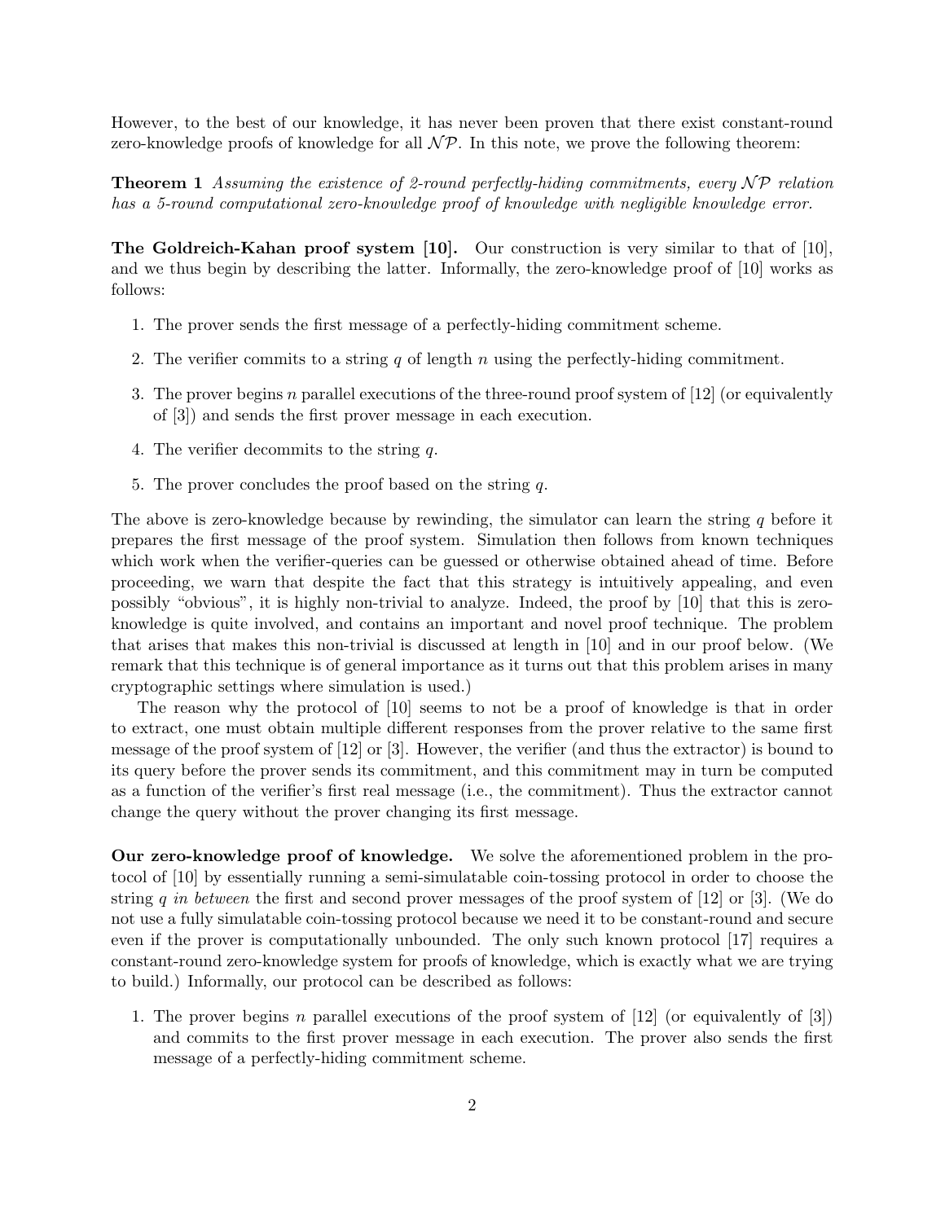However, to the best of our knowledge, it has never been proven that there exist constant-round zero-knowledge proofs of knowledge for all $\mathcal{NP}$. In this note, we prove the following theorem:

**Theorem 1** *Assuming the existence of 2-round perfectly-hiding commitments, every $\mathcal{NP}$ relation has a 5-round computational zero-knowledge proof of knowledge with negligible knowledge error.*

**The Goldreich-Kahan proof system [10].** Our construction is very similar to that of [10], and we thus begin by describing the latter. Informally, the zero-knowledge proof of [10] works as follows:

1. The prover sends the first message of a perfectly-hiding commitment scheme.
2. The verifier commits to a string $q$ of length $n$ using the perfectly-hiding commitment.
3. The prover begins $n$ parallel executions of the three-round proof system of [12] (or equivalently of [3]) and sends the first prover message in each execution.
4. The verifier decommits to the string $q$.
5. The prover concludes the proof based on the string $q$.

The above is zero-knowledge because by rewinding, the simulator can learn the string $q$ before it prepares the first message of the proof system. Simulation then follows from known techniques which work when the verifier-queries can be guessed or otherwise obtained ahead of time. Before proceeding, we warn that despite the fact that this strategy is intuitively appealing, and even possibly "obvious", it is highly non-trivial to analyze. Indeed, the proof by [10] that this is zero-knowledge is quite involved, and contains an important and novel proof technique. The problem that arises that makes this non-trivial is discussed at length in [10] and in our proof below. (We remark that this technique is of general importance as it turns out that this problem arises in many cryptographic settings where simulation is used.)

The reason why the protocol of [10] seems to not be a proof of knowledge is that in order to extract, one must obtain multiple different responses from the prover relative to the same first message of the proof system of [12] or [3]. However, the verifier (and thus the extractor) is bound to its query before the prover sends its commitment, and this commitment may in turn be computed as a function of the verifier's first real message (i.e., the commitment). Thus the extractor cannot change the query without the prover changing its first message.

**Our zero-knowledge proof of knowledge.** We solve the aforementioned problem in the protocol of [10] by essentially running a semi-simulatable coin-tossing protocol in order to choose the string $q$ *in between* the first and second prover messages of the proof system of [12] or [3]. (We do not use a fully simulatable coin-tossing protocol because we need it to be constant-round and secure even if the prover is computationally unbounded. The only such known protocol [17] requires a constant-round zero-knowledge system for proofs of knowledge, which is exactly what we are trying to build.) Informally, our protocol can be described as follows:

1. The prover begins $n$ parallel executions of the proof system of [12] (or equivalently of [3]) and commits to the first prover message in each execution. The prover also sends the first message of a perfectly-hiding commitment scheme.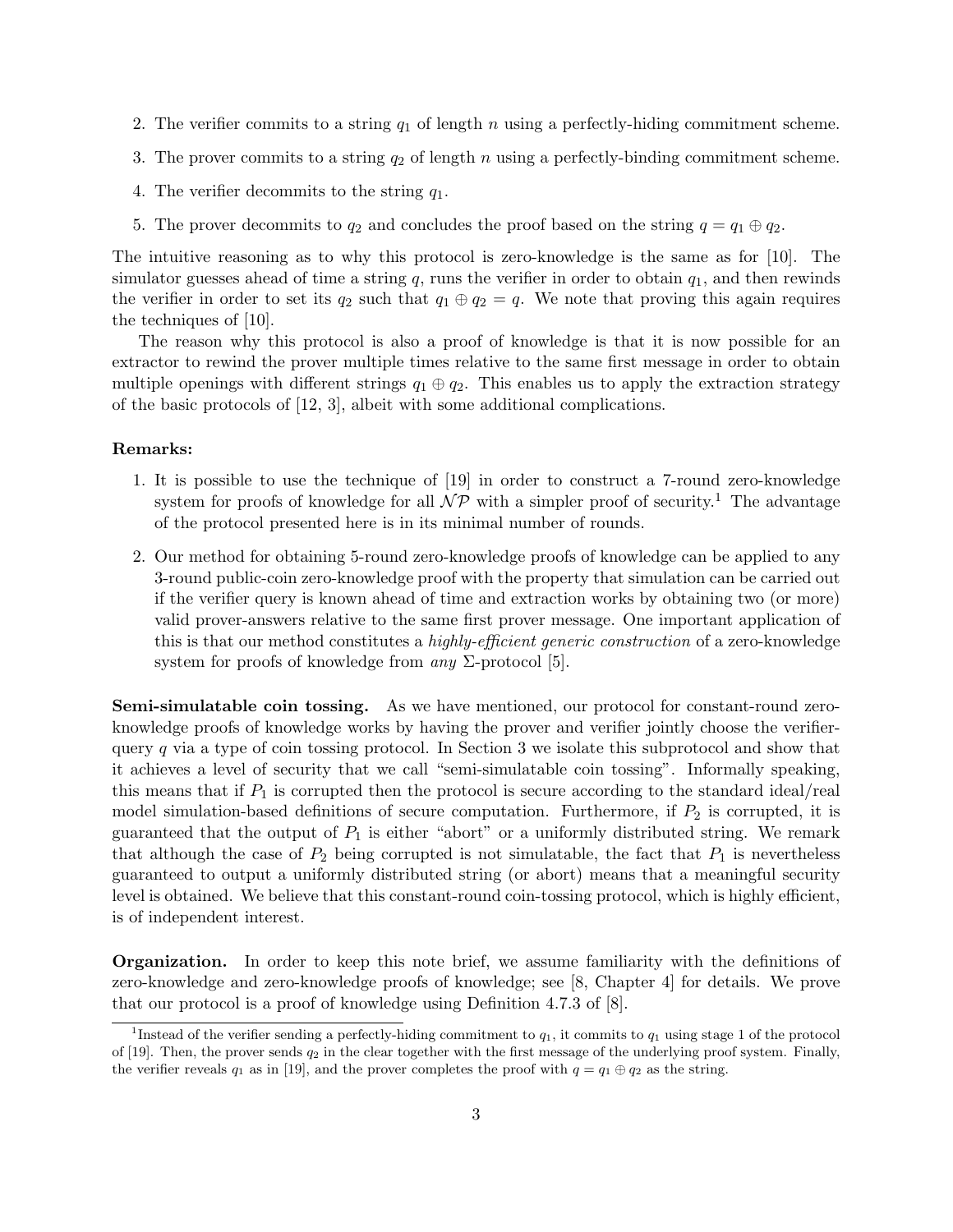2. The verifier commits to a string $q_1$ of length $n$ using a perfectly-hiding commitment scheme.
3. The prover commits to a string $q_2$ of length $n$ using a perfectly-binding commitment scheme.
4. The verifier decommits to the string $q_1$.
5. The prover decommits to $q_2$ and concludes the proof based on the string $q = q_1 \oplus q_2$.

The intuitive reasoning as to why this protocol is zero-knowledge is the same as for [10]. The simulator guesses ahead of time a string $q$, runs the verifier in order to obtain $q_1$, and then rewinds the verifier in order to set its $q_2$ such that $q_1 \oplus q_2 = q$. We note that proving this again requires the techniques of [10].

The reason why this protocol is also a proof of knowledge is that it is now possible for an extractor to rewind the prover multiple times relative to the same first message in order to obtain multiple openings with different strings $q_1 \oplus q_2$. This enables us to apply the extraction strategy of the basic protocols of [12, 3], albeit with some additional complications.

**Remarks:**

1. It is possible to use the technique of [19] in order to construct a 7-round zero-knowledge system for proofs of knowledge for all $\mathcal{NP}$ with a simpler proof of security.[1] The advantage of the protocol presented here is in its minimal number of rounds.
2. Our method for obtaining 5-round zero-knowledge proofs of knowledge can be applied to any 3-round public-coin zero-knowledge proof with the property that simulation can be carried out if the verifier query is known ahead of time and extraction works by obtaining two (or more) valid prover-answers relative to the same first prover message. One important application of this is that our method constitutes a *highly-efficient generic construction* of a zero-knowledge system for proofs of knowledge from *any* $\Sigma$-protocol [5].

**Semi-simulatable coin tossing.** As we have mentioned, our protocol for constant-round zero-knowledge proofs of knowledge works by having the prover and verifier jointly choose the verifier-query $q$ via a type of coin tossing protocol. In Section 3 we isolate this subprotocol and show that it achieves a level of security that we call "semi-simulatable coin tossing". Informally speaking, this means that if $P_1$ is corrupted then the protocol is secure according to the standard ideal/real model simulation-based definitions of secure computation. Furthermore, if $P_2$ is corrupted, it is guaranteed that the output of $P_1$ is either "abort" or a uniformly distributed string. We remark that although the case of $P_2$ being corrupted is not simulatable, the fact that $P_1$ is nevertheless guaranteed to output a uniformly distributed string (or abort) means that a meaningful security level is obtained. We believe that this constant-round coin-tossing protocol, which is highly efficient, is of independent interest.

**Organization.** In order to keep this note brief, we assume familiarity with the definitions of zero-knowledge and zero-knowledge proofs of knowledge; see [8, Chapter 4] for details. We prove that our protocol is a proof of knowledge using Definition 4.7.3 of [8].

[1] Instead of the verifier sending a perfectly-hiding commitment to $q_1$, it commits to $q_1$ using stage 1 of the protocol of [19]. Then, the prover sends $q_2$ in the clear together with the first message of the underlying proof system. Finally, the verifier reveals $q_1$ as in [19], and the prover completes the proof with $q = q_1 \oplus q_2$ as the string.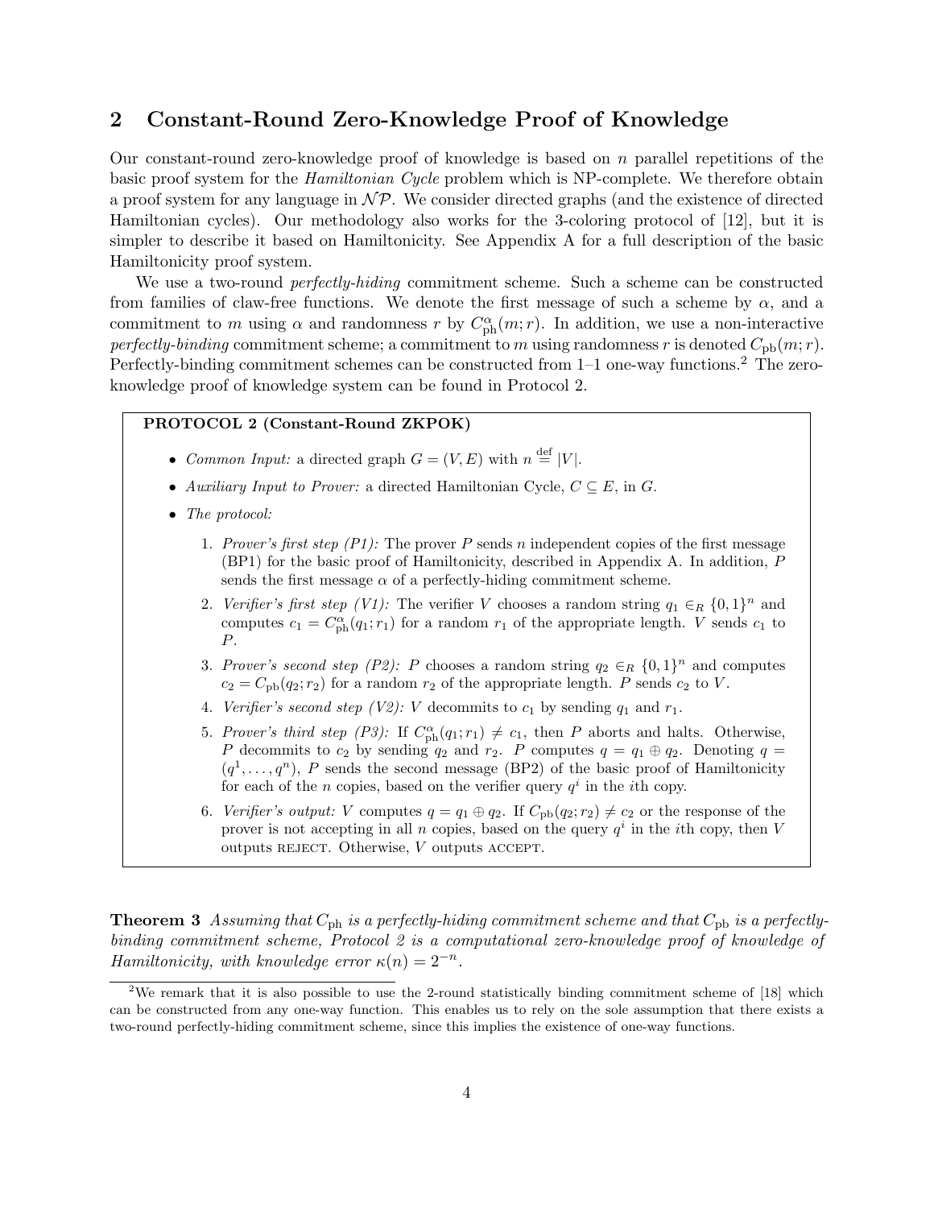## 2 Constant-Round Zero-Knowledge Proof of Knowledge

Our constant-round zero-knowledge proof of knowledge is based on $n$ parallel repetitions of the basic proof system for the *Hamiltonian Cycle* problem which is NP-complete. We therefore obtain a proof system for any language in $\mathcal{NP}$. We consider directed graphs (and the existence of directed Hamiltonian cycles). Our methodology also works for the 3-coloring protocol of [12], but it is simpler to describe it based on Hamiltonicity. See Appendix A for a full description of the basic Hamiltonicity proof system.

We use a two-round *perfectly-hiding* commitment scheme. Such a scheme can be constructed from families of claw-free functions. We denote the first message of such a scheme by $\alpha$, and a commitment to $m$ using $\alpha$ and randomness $r$ by $C^{\alpha}_{\rm ph}(m;r)$. In addition, we use a non-interactive *perfectly-binding* commitment scheme; a commitment to $m$ using randomness $r$ is denoted $C_{\rm pb}(m;r)$. Perfectly-binding commitment schemes can be constructed from 1–1 one-way functions.[2] The zero-knowledge proof of knowledge system can be found in Protocol 2.

---

**PROTOCOL 2 (Constant-Round ZKPOK)**

- *Common Input:* a directed graph $G = (V, E)$ with $n \stackrel{\rm def}{=} |V|$.
- *Auxiliary Input to Prover:* a directed Hamiltonian Cycle, $C \subseteq E$, in $G$.
- *The protocol:*
  1. *Prover's first step (P1):* The prover $P$ sends $n$ independent copies of the first message (BP1) for the basic proof of Hamiltonicity, described in Appendix A. In addition, $P$ sends the first message $\alpha$ of a perfectly-hiding commitment scheme.
  2. *Verifier's first step (V1):* The verifier $V$ chooses a random string $q_1 \in_R \{0,1\}^n$ and computes $c_1 = C^{\alpha}_{\rm ph}(q_1; r_1)$ for a random $r_1$ of the appropriate length. $V$ sends $c_1$ to $P$.
  3. *Prover's second step (P2):* $P$ chooses a random string $q_2 \in_R \{0,1\}^n$ and computes $c_2 = C_{\rm pb}(q_2; r_2)$ for a random $r_2$ of the appropriate length. $P$ sends $c_2$ to $V$.
  4. *Verifier's second step (V2):* $V$ decommits to $c_1$ by sending $q_1$ and $r_1$.
  5. *Prover's third step (P3):* If $C^{\alpha}_{\rm ph}(q_1; r_1) \neq c_1$, then $P$ aborts and halts. Otherwise, $P$ decommits to $c_2$ by sending $q_2$ and $r_2$. $P$ computes $q = q_1 \oplus q_2$. Denoting $q = (q^1, \ldots, q^n)$, $P$ sends the second message (BP2) of the basic proof of Hamiltonicity for each of the $n$ copies, based on the verifier query $q^i$ in the $i$th copy.
  6. *Verifier's output:* $V$ computes $q = q_1 \oplus q_2$. If $C_{\rm pb}(q_2; r_2) \neq c_2$ or the response of the prover is not accepting in all $n$ copies, based on the query $q^i$ in the $i$th copy, then $V$ outputs REJECT. Otherwise, $V$ outputs ACCEPT.

---

**Theorem 3** *Assuming that $C_{\rm ph}$ is a perfectly-hiding commitment scheme and that $C_{\rm pb}$ is a perfectly-binding commitment scheme, Protocol 2 is a computational zero-knowledge proof of knowledge of Hamiltonicity, with knowledge error $\kappa(n) = 2^{-n}$.*

[2] We remark that it is also possible to use the 2-round statistically binding commitment scheme of [18] which can be constructed from any one-way function. This enables us to rely on the sole assumption that there exists a two-round perfectly-hiding commitment scheme, since this implies the existence of one-way functions.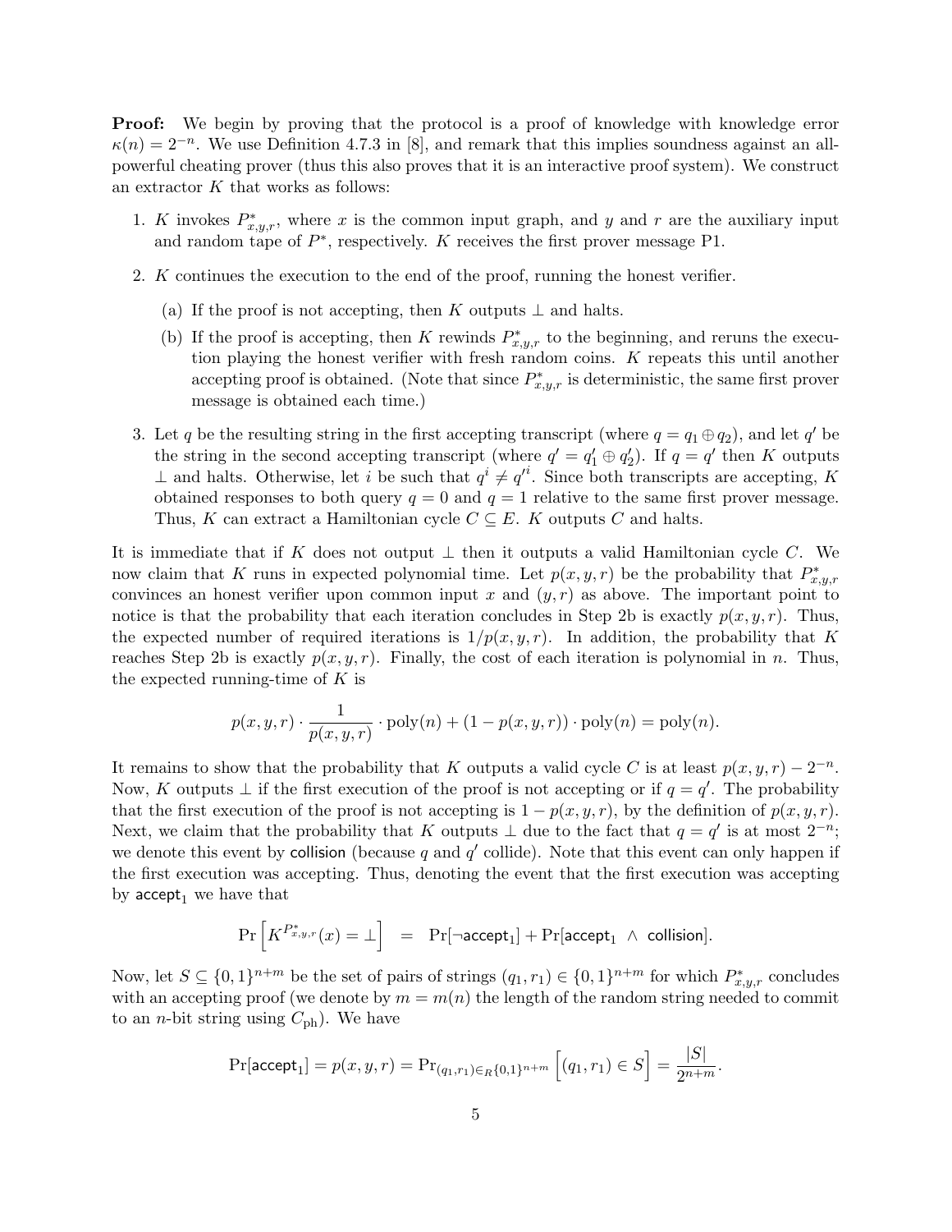**Proof:** We begin by proving that the protocol is a proof of knowledge with knowledge error $\kappa(n) = 2^{-n}$. We use Definition 4.7.3 in [8], and remark that this implies soundness against an all-powerful cheating prover (thus this also proves that it is an interactive proof system). We construct an extractor $K$ that works as follows:

1. $K$ invokes $P^*_{x,y,r}$, where $x$ is the common input graph, and $y$ and $r$ are the auxiliary input and random tape of $P^*$, respectively. $K$ receives the first prover message P1.
2. $K$ continues the execution to the end of the proof, running the honest verifier.
   (a) If the proof is not accepting, then $K$ outputs $\perp$ and halts.
   (b) If the proof is accepting, then $K$ rewinds $P^*_{x,y,r}$ to the beginning, and reruns the execution playing the honest verifier with fresh random coins. $K$ repeats this until another accepting proof is obtained. (Note that since $P^*_{x,y,r}$ is deterministic, the same first prover message is obtained each time.)
3. Let $q$ be the resulting string in the first accepting transcript (where $q = q_1 \oplus q_2$), and let $q'$ be the string in the second accepting transcript (where $q' = q'_1 \oplus q'_2$). If $q = q'$ then $K$ outputs $\perp$ and halts. Otherwise, let $i$ be such that $q^i \neq q'^i$. Since both transcripts are accepting, $K$ obtained responses to both query $q = 0$ and $q = 1$ relative to the same first prover message. Thus, $K$ can extract a Hamiltonian cycle $C \subseteq E$. $K$ outputs $C$ and halts.

It is immediate that if $K$ does not output $\perp$ then it outputs a valid Hamiltonian cycle $C$. We now claim that $K$ runs in expected polynomial time. Let $p(x, y, r)$ be the probability that $P^*_{x,y,r}$ convinces an honest verifier upon common input $x$ and $(y, r)$ as above. The important point to notice is that the probability that each iteration concludes in Step 2b is exactly $p(x, y, r)$. Thus, the expected number of required iterations is $1/p(x, y, r)$. In addition, the probability that $K$ reaches Step 2b is exactly $p(x, y, r)$. Finally, the cost of each iteration is polynomial in $n$. Thus, the expected running-time of $K$ is

$$p(x, y, r) \cdot \frac{1}{p(x, y, r)} \cdot \text{poly}(n) + (1 - p(x, y, r)) \cdot \text{poly}(n) = \text{poly}(n).$$

It remains to show that the probability that $K$ outputs a valid cycle $C$ is at least $p(x, y, r) - 2^{-n}$. Now, $K$ outputs $\perp$ if the first execution of the proof is not accepting or if $q = q'$. The probability that the first execution of the proof is not accepting is $1 - p(x, y, r)$, by the definition of $p(x, y, r)$. Next, we claim that the probability that $K$ outputs $\perp$ due to the fact that $q = q'$ is at most $2^{-n}$; we denote this event by $\mathsf{collision}$ (because $q$ and $q'$ collide). Note that this event can only happen if the first execution was accepting. Thus, denoting the event that the first execution was accepting by $\mathsf{accept}_1$ we have that

$$\Pr\left[K^{P^*_{x,y,r}}(x) = \perp\right] \;=\; \Pr[\neg\mathsf{accept}_1] + \Pr[\mathsf{accept}_1 \;\wedge\; \mathsf{collision}].$$

Now, let $S \subseteq \{0,1\}^{n+m}$ be the set of pairs of strings $(q_1, r_1) \in \{0,1\}^{n+m}$ for which $P^*_{x,y,r}$ concludes with an accepting proof (we denote by $m = m(n)$ the length of the random string needed to commit to an $n$-bit string using $C_{\text{ph}}$). We have

$$\Pr[\mathsf{accept}_1] = p(x, y, r) = \Pr_{(q_1, r_1) \in_R \{0,1\}^{n+m}}\left[(q_1, r_1) \in S\right] = \frac{|S|}{2^{n+m}}.$$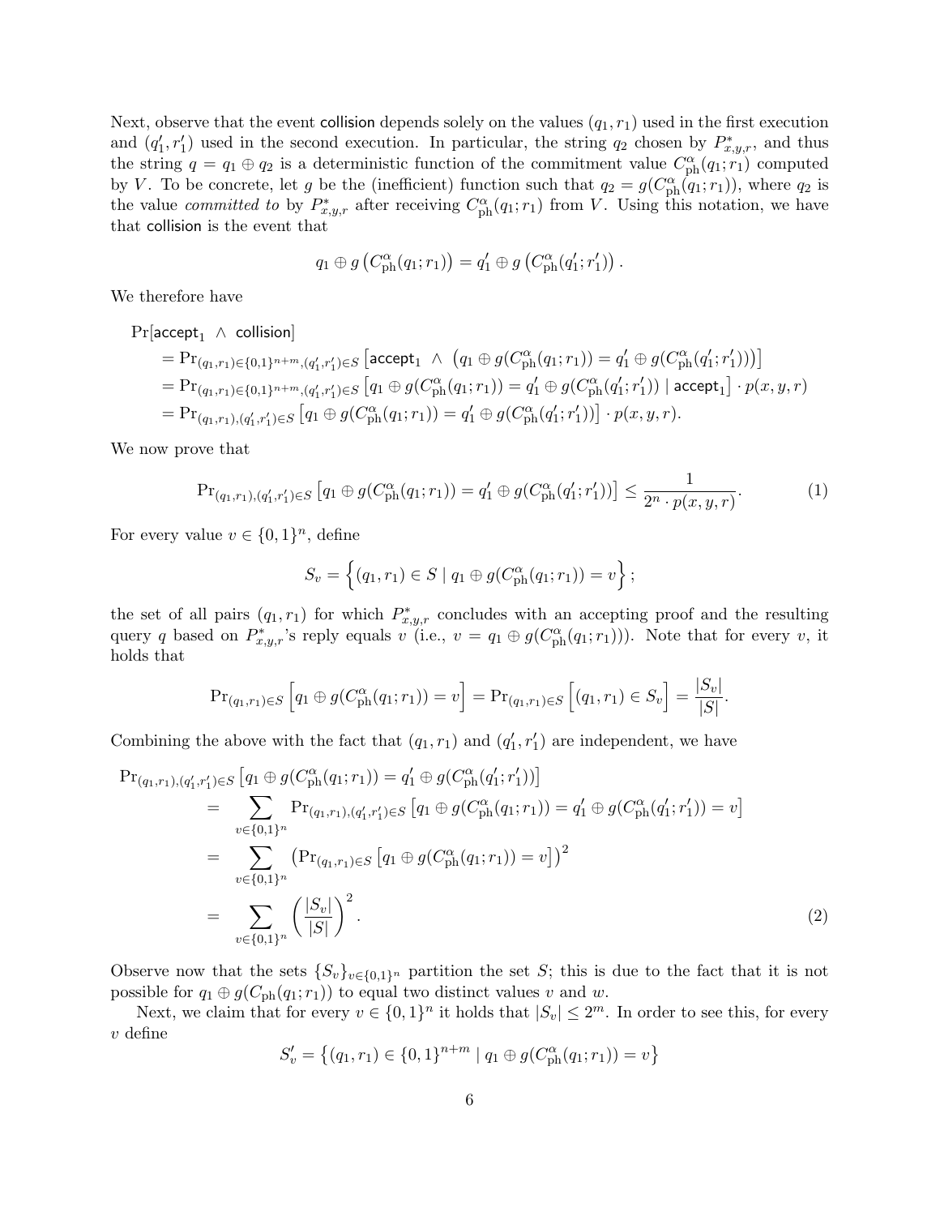Next, observe that the event $\mathsf{collision}$ depends solely on the values $(q_1, r_1)$ used in the first execution and $(q_1', r_1')$ used in the second execution. In particular, the string $q_2$ chosen by $P^*_{x,y,r}$, and thus the string $q = q_1 \oplus q_2$ is a deterministic function of the commitment value $C^\alpha_{\rm ph}(q_1; r_1)$ computed by $V$. To be concrete, let $g$ be the (inefficient) function such that $q_2 = g(C^\alpha_{\rm ph}(q_1; r_1))$, where $q_2$ is the value *committed to* by $P^*_{x,y,r}$ after receiving $C^\alpha_{\rm ph}(q_1; r_1)$ from $V$. Using this notation, we have that $\mathsf{collision}$ is the event that

$$q_1 \oplus g\left(C^\alpha_{\rm ph}(q_1; r_1)\right) = q_1' \oplus g\left(C^\alpha_{\rm ph}(q_1'; r_1')\right).$$

We therefore have

$$\begin{aligned}
&\Pr[\mathsf{accept}_1 \ \wedge \ \mathsf{collision}] \\
&\quad = \Pr_{(q_1,r_1)\in\{0,1\}^{n+m},(q_1',r_1')\in S}\left[\mathsf{accept}_1 \ \wedge \ \left(q_1 \oplus g(C^\alpha_{\rm ph}(q_1;r_1)) = q_1' \oplus g(C^\alpha_{\rm ph}(q_1';r_1'))\right)\right] \\
&\quad = \Pr_{(q_1,r_1)\in\{0,1\}^{n+m},(q_1',r_1')\in S}\left[q_1 \oplus g(C^\alpha_{\rm ph}(q_1;r_1)) = q_1' \oplus g(C^\alpha_{\rm ph}(q_1';r_1')) \mid \mathsf{accept}_1\right] \cdot p(x,y,r) \\
&\quad = \Pr_{(q_1,r_1),(q_1',r_1')\in S}\left[q_1 \oplus g(C^\alpha_{\rm ph}(q_1;r_1)) = q_1' \oplus g(C^\alpha_{\rm ph}(q_1';r_1'))\right] \cdot p(x,y,r).
\end{aligned}$$

We now prove that

$$\Pr_{(q_1,r_1),(q_1',r_1')\in S}\left[q_1 \oplus g(C^\alpha_{\rm ph}(q_1;r_1)) = q_1' \oplus g(C^\alpha_{\rm ph}(q_1';r_1'))\right] \le \frac{1}{2^n \cdot p(x,y,r)}. \tag{1}$$

For every value $v \in \{0,1\}^n$, define

$$S_v = \left\{(q_1, r_1) \in S \mid q_1 \oplus g(C^\alpha_{\rm ph}(q_1; r_1)) = v\right\};$$

the set of all pairs $(q_1, r_1)$ for which $P^*_{x,y,r}$ concludes with an accepting proof and the resulting query $q$ based on $P^*_{x,y,r}$'s reply equals $v$ (i.e., $v = q_1 \oplus g(C^\alpha_{\rm ph}(q_1; r_1))$). Note that for every $v$, it holds that

$$\Pr_{(q_1,r_1)\in S}\left[q_1 \oplus g(C^\alpha_{\rm ph}(q_1;r_1)) = v\right] = \Pr_{(q_1,r_1)\in S}\left[(q_1,r_1) \in S_v\right] = \frac{|S_v|}{|S|}.$$

Combining the above with the fact that $(q_1, r_1)$ and $(q_1', r_1')$ are independent, we have

$$\begin{aligned}
\Pr_{(q_1,r_1),(q_1',r_1')\in S}&\left[q_1 \oplus g(C^\alpha_{\rm ph}(q_1;r_1)) = q_1' \oplus g(C^\alpha_{\rm ph}(q_1';r_1'))\right] \\
&= \sum_{v\in\{0,1\}^n} \Pr_{(q_1,r_1),(q_1',r_1')\in S}\left[q_1 \oplus g(C^\alpha_{\rm ph}(q_1;r_1)) = q_1' \oplus g(C^\alpha_{\rm ph}(q_1';r_1')) = v\right] \\
&= \sum_{v\in\{0,1\}^n} \left(\Pr_{(q_1,r_1)\in S}\left[q_1 \oplus g(C^\alpha_{\rm ph}(q_1;r_1)) = v\right]\right)^2 \\
&= \sum_{v\in\{0,1\}^n} \left(\frac{|S_v|}{|S|}\right)^2.
\end{aligned} \tag{2}$$

Observe now that the sets $\{S_v\}_{v\in\{0,1\}^n}$ partition the set $S$; this is due to the fact that it is not possible for $q_1 \oplus g(C_{\rm ph}(q_1; r_1))$ to equal two distinct values $v$ and $w$.

Next, we claim that for every $v \in \{0,1\}^n$ it holds that $|S_v| \le 2^m$. In order to see this, for every $v$ define

$$S_v' = \left\{(q_1, r_1) \in \{0,1\}^{n+m} \mid q_1 \oplus g(C^\alpha_{\rm ph}(q_1; r_1)) = v\right\}$$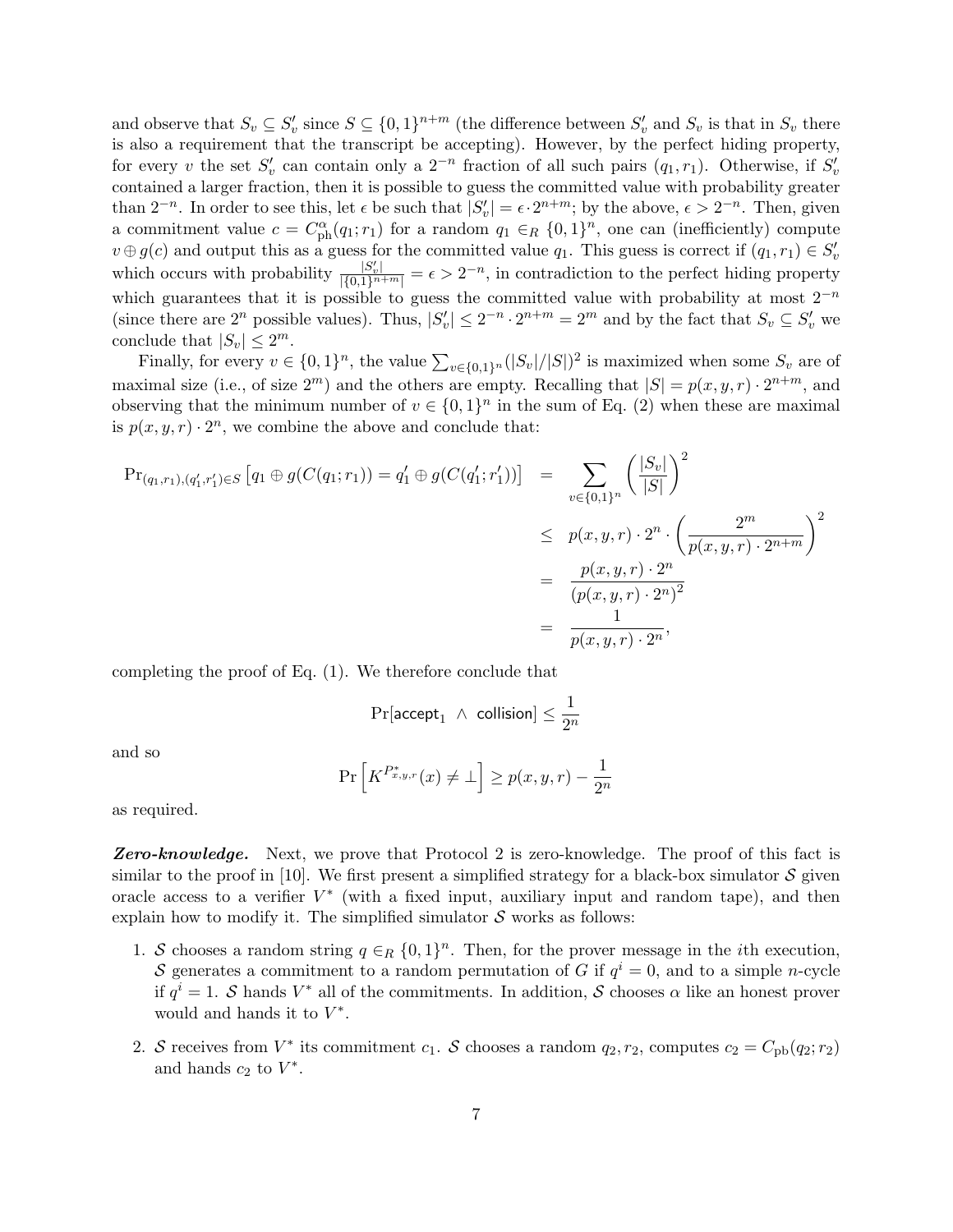and observe that $S_v \subseteq S'_v$ since $S \subseteq \{0,1\}^{n+m}$ (the difference between $S'_v$ and $S_v$ is that in $S_v$ there is also a requirement that the transcript be accepting). However, by the perfect hiding property, for every $v$ the set $S'_v$ can contain only a $2^{-n}$ fraction of all such pairs $(q_1, r_1)$. Otherwise, if $S'_v$ contained a larger fraction, then it is possible to guess the committed value with probability greater than $2^{-n}$. In order to see this, let $\epsilon$ be such that $|S'_v| = \epsilon \cdot 2^{n+m}$; by the above, $\epsilon > 2^{-n}$. Then, given a commitment value $c = C^{\alpha}_{\rm ph}(q_1; r_1)$ for a random $q_1 \in_R \{0,1\}^n$, one can (inefficiently) compute $v \oplus g(c)$ and output this as a guess for the committed value $q_1$. This guess is correct if $(q_1, r_1) \in S'_v$ which occurs with probability $\frac{|S'_v|}{|\{0,1\}^{n+m}|} = \epsilon > 2^{-n}$, in contradiction to the perfect hiding property which guarantees that it is possible to guess the committed value with probability at most $2^{-n}$ (since there are $2^n$ possible values). Thus, $|S'_v| \leq 2^{-n} \cdot 2^{n+m} = 2^m$ and by the fact that $S_v \subseteq S'_v$ we conclude that $|S_v| \leq 2^m$.

Finally, for every $v \in \{0,1\}^n$, the value $\sum_{v\in\{0,1\}^n}(|S_v|/|S|)^2$ is maximized when some $S_v$ are of maximal size (i.e., of size $2^m$) and the others are empty. Recalling that $|S| = p(x,y,r)\cdot 2^{n+m}$, and observing that the minimum number of $v \in \{0,1\}^n$ in the sum of Eq. (2) when these are maximal is $p(x,y,r)\cdot 2^n$, we combine the above and conclude that:

$$
\begin{aligned}
\Pr_{(q_1,r_1),(q'_1,r'_1)\in S}\left[q_1 \oplus g(C(q_1;r_1)) = q'_1 \oplus g(C(q'_1;r'_1))\right] &= \sum_{v\in\{0,1\}^n}\left(\frac{|S_v|}{|S|}\right)^2 \\
&\leq p(x,y,r)\cdot 2^n \cdot \left(\frac{2^m}{p(x,y,r)\cdot 2^{n+m}}\right)^2 \\
&= \frac{p(x,y,r)\cdot 2^n}{(p(x,y,r)\cdot 2^n)^2} \\
&= \frac{1}{p(x,y,r)\cdot 2^n},
\end{aligned}
$$

completing the proof of Eq. (1). We therefore conclude that

$$
\Pr[\mathsf{accept}_1 \ \wedge\ \mathsf{collision}] \leq \frac{1}{2^n}
$$

and so

$$
\Pr\left[K^{P^*_{x,y,r}}(x) \neq \bot\right] \geq p(x,y,r) - \frac{1}{2^n}
$$

as required.

***Zero-knowledge.*** Next, we prove that Protocol 2 is zero-knowledge. The proof of this fact is similar to the proof in [10]. We first present a simplified strategy for a black-box simulator $\mathcal{S}$ given oracle access to a verifier $V^*$ (with a fixed input, auxiliary input and random tape), and then explain how to modify it. The simplified simulator $\mathcal{S}$ works as follows:

1. $\mathcal{S}$ chooses a random string $q \in_R \{0,1\}^n$. Then, for the prover message in the $i$th execution, $\mathcal{S}$ generates a commitment to a random permutation of $G$ if $q^i = 0$, and to a simple $n$-cycle if $q^i = 1$. $\mathcal{S}$ hands $V^*$ all of the commitments. In addition, $\mathcal{S}$ chooses $\alpha$ like an honest prover would and hands it to $V^*$.
2. $\mathcal{S}$ receives from $V^*$ its commitment $c_1$. $\mathcal{S}$ chooses a random $q_2, r_2$, computes $c_2 = C_{\rm pb}(q_2; r_2)$ and hands $c_2$ to $V^*$.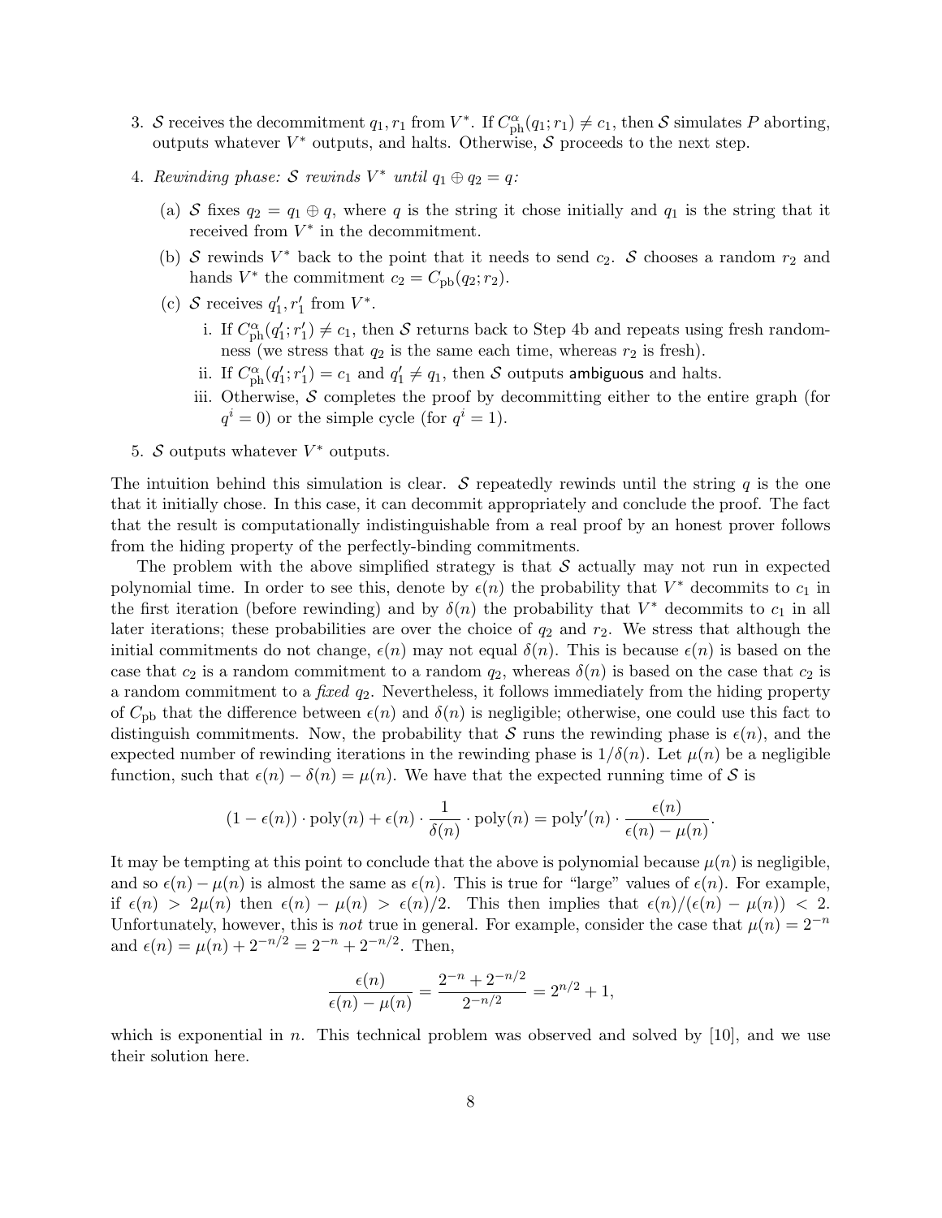3. $\mathcal{S}$ receives the decommitment $q_1, r_1$ from $V^*$. If $C_{\text{ph}}^{\alpha}(q_1; r_1) \neq c_1$, then $\mathcal{S}$ simulates $P$ aborting, outputs whatever $V^*$ outputs, and halts. Otherwise, $\mathcal{S}$ proceeds to the next step.

4. *Rewinding phase: $\mathcal{S}$ rewinds $V^*$ until $q_1 \oplus q_2 = q$:*

   (a) $\mathcal{S}$ fixes $q_2 = q_1 \oplus q$, where $q$ is the string it chose initially and $q_1$ is the string that it received from $V^*$ in the decommitment.

   (b) $\mathcal{S}$ rewinds $V^*$ back to the point that it needs to send $c_2$. $\mathcal{S}$ chooses a random $r_2$ and hands $V^*$ the commitment $c_2 = C_{\text{pb}}(q_2; r_2)$.

   (c) $\mathcal{S}$ receives $q_1', r_1'$ from $V^*$.

      i. If $C_{\text{ph}}^{\alpha}(q_1'; r_1') \neq c_1$, then $\mathcal{S}$ returns back to Step 4b and repeats using fresh randomness (we stress that $q_2$ is the same each time, whereas $r_2$ is fresh).

      ii. If $C_{\text{ph}}^{\alpha}(q_1'; r_1') = c_1$ and $q_1' \neq q_1$, then $\mathcal{S}$ outputs ambiguous and halts.

      iii. Otherwise, $\mathcal{S}$ completes the proof by decommitting either to the entire graph (for $q^i = 0$) or the simple cycle (for $q^i = 1$).

5. $\mathcal{S}$ outputs whatever $V^*$ outputs.

The intuition behind this simulation is clear. $\mathcal{S}$ repeatedly rewinds until the string $q$ is the one that it initially chose. In this case, it can decommit appropriately and conclude the proof. The fact that the result is computationally indistinguishable from a real proof by an honest prover follows from the hiding property of the perfectly-binding commitments.

The problem with the above simplified strategy is that $\mathcal{S}$ actually may not run in expected polynomial time. In order to see this, denote by $\epsilon(n)$ the probability that $V^*$ decommits to $c_1$ in the first iteration (before rewinding) and by $\delta(n)$ the probability that $V^*$ decommits to $c_1$ in all later iterations; these probabilities are over the choice of $q_2$ and $r_2$. We stress that although the initial commitments do not change, $\epsilon(n)$ may not equal $\delta(n)$. This is because $\epsilon(n)$ is based on the case that $c_2$ is a random commitment to a random $q_2$, whereas $\delta(n)$ is based on the case that $c_2$ is a random commitment to a *fixed* $q_2$. Nevertheless, it follows immediately from the hiding property of $C_{\text{pb}}$ that the difference between $\epsilon(n)$ and $\delta(n)$ is negligible; otherwise, one could use this fact to distinguish commitments. Now, the probability that $\mathcal{S}$ runs the rewinding phase is $\epsilon(n)$, and the expected number of rewinding iterations in the rewinding phase is $1/\delta(n)$. Let $\mu(n)$ be a negligible function, such that $\epsilon(n) - \delta(n) = \mu(n)$. We have that the expected running time of $\mathcal{S}$ is

$$(1 - \epsilon(n)) \cdot \text{poly}(n) + \epsilon(n) \cdot \frac{1}{\delta(n)} \cdot \text{poly}(n) = \text{poly}'(n) \cdot \frac{\epsilon(n)}{\epsilon(n) - \mu(n)}.$$

It may be tempting at this point to conclude that the above is polynomial because $\mu(n)$ is negligible, and so $\epsilon(n) - \mu(n)$ is almost the same as $\epsilon(n)$. This is true for "large" values of $\epsilon(n)$. For example, if $\epsilon(n) > 2\mu(n)$ then $\epsilon(n) - \mu(n) > \epsilon(n)/2$. This then implies that $\epsilon(n)/(\epsilon(n) - \mu(n)) < 2$. Unfortunately, however, this is *not* true in general. For example, consider the case that $\mu(n) = 2^{-n}$ and $\epsilon(n) = \mu(n) + 2^{-n/2} = 2^{-n} + 2^{-n/2}$. Then,

$$\frac{\epsilon(n)}{\epsilon(n) - \mu(n)} = \frac{2^{-n} + 2^{-n/2}}{2^{-n/2}} = 2^{n/2} + 1,$$

which is exponential in $n$. This technical problem was observed and solved by [10], and we use their solution here.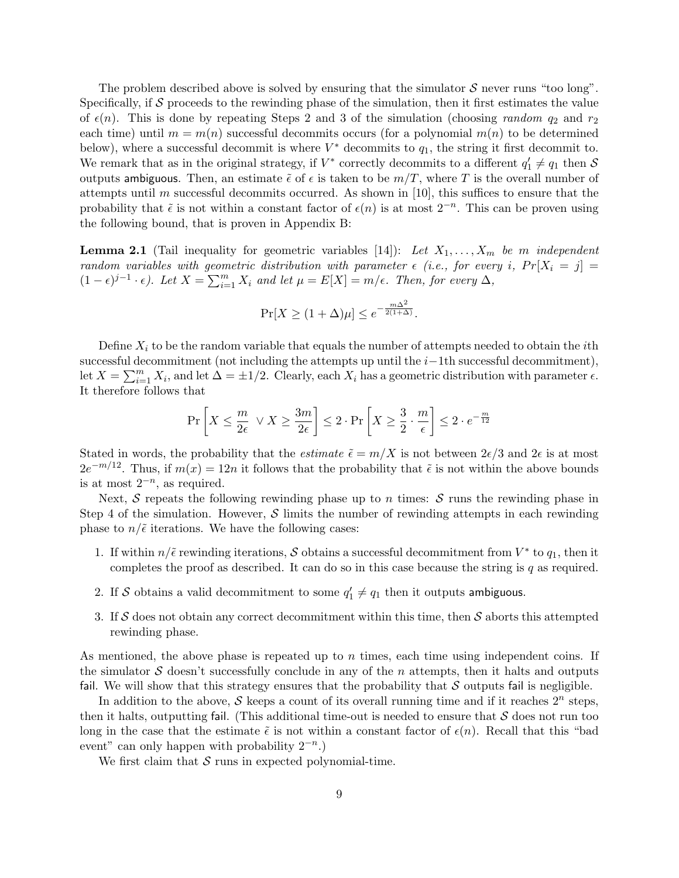The problem described above is solved by ensuring that the simulator $\mathcal{S}$ never runs "too long". Specifically, if $\mathcal{S}$ proceeds to the rewinding phase of the simulation, then it first estimates the value of $\epsilon(n)$. This is done by repeating Steps 2 and 3 of the simulation (choosing *random* $q_2$ and $r_2$ each time) until $m = m(n)$ successful decommits occurs (for a polynomial $m(n)$ to be determined below), where a successful decommit is where $V^*$ decommits to $q_1$, the string it first decommit to. We remark that as in the original strategy, if $V^*$ correctly decommits to a different $q_1' \neq q_1$ then $\mathcal{S}$ outputs ambiguous. Then, an estimate $\tilde{\epsilon}$ of $\epsilon$ is taken to be $m/T$, where $T$ is the overall number of attempts until $m$ successful decommits occurred. As shown in [10], this suffices to ensure that the probability that $\tilde{\epsilon}$ is not within a constant factor of $\epsilon(n)$ is at most $2^{-n}$. This can be proven using the following bound, that is proven in Appendix B:

**Lemma 2.1** (Tail inequality for geometric variables [14]): *Let $X_1, \ldots, X_m$ be $m$ independent random variables with geometric distribution with parameter $\epsilon$ (i.e., for every $i$, $Pr[X_i = j] = (1-\epsilon)^{j-1} \cdot \epsilon$). Let $X = \sum_{i=1}^{m} X_i$ and let $\mu = E[X] = m/\epsilon$. Then, for every $\Delta$,*

$$\Pr[X \geq (1+\Delta)\mu] \leq e^{-\frac{m\Delta^2}{2(1+\Delta)}}.$$

Define $X_i$ to be the random variable that equals the number of attempts needed to obtain the $i$th successful decommitment (not including the attempts up until the $i-1$th successful decommitment), let $X = \sum_{i=1}^{m} X_i$, and let $\Delta = \pm 1/2$. Clearly, each $X_i$ has a geometric distribution with parameter $\epsilon$. It therefore follows that

$$\Pr\left[X \leq \frac{m}{2\epsilon} \ \vee X \geq \frac{3m}{2\epsilon}\right] \leq 2 \cdot \Pr\left[X \geq \frac{3}{2} \cdot \frac{m}{\epsilon}\right] \leq 2 \cdot e^{-\frac{m}{12}}$$

Stated in words, the probability that the *estimate* $\tilde{\epsilon} = m/X$ is not between $2\epsilon/3$ and $2\epsilon$ is at most $2e^{-m/12}$. Thus, if $m(x) = 12n$ it follows that the probability that $\tilde{\epsilon}$ is not within the above bounds is at most $2^{-n}$, as required.

Next, $\mathcal{S}$ repeats the following rewinding phase up to $n$ times: $\mathcal{S}$ runs the rewinding phase in Step 4 of the simulation. However, $\mathcal{S}$ limits the number of rewinding attempts in each rewinding phase to $n/\tilde{\epsilon}$ iterations. We have the following cases:

1. If within $n/\tilde{\epsilon}$ rewinding iterations, $\mathcal{S}$ obtains a successful decommitment from $V^*$ to $q_1$, then it completes the proof as described. It can do so in this case because the string is $q$ as required.
2. If $\mathcal{S}$ obtains a valid decommitment to some $q_1' \neq q_1$ then it outputs ambiguous.
3. If $\mathcal{S}$ does not obtain any correct decommitment within this time, then $\mathcal{S}$ aborts this attempted rewinding phase.

As mentioned, the above phase is repeated up to $n$ times, each time using independent coins. If the simulator $\mathcal{S}$ doesn't successfully conclude in any of the $n$ attempts, then it halts and outputs fail. We will show that this strategy ensures that the probability that $\mathcal{S}$ outputs fail is negligible.

In addition to the above, $\mathcal{S}$ keeps a count of its overall running time and if it reaches $2^n$ steps, then it halts, outputting fail. (This additional time-out is needed to ensure that $\mathcal{S}$ does not run too long in the case that the estimate $\tilde{\epsilon}$ is not within a constant factor of $\epsilon(n)$. Recall that this "bad event" can only happen with probability $2^{-n}$.)

We first claim that $\mathcal{S}$ runs in expected polynomial-time.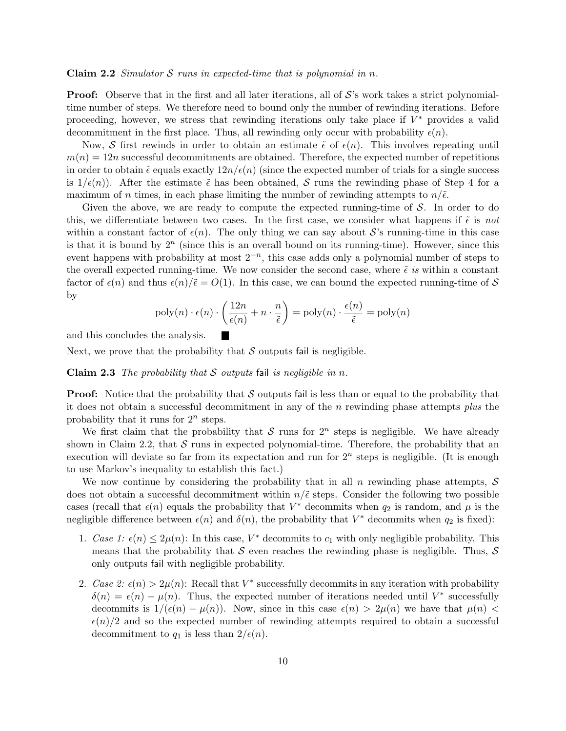**Claim 2.2** *Simulator $\mathcal{S}$ runs in expected-time that is polynomial in $n$.*

**Proof:** Observe that in the first and all later iterations, all of $\mathcal{S}$'s work takes a strict polynomial-time number of steps. We therefore need to bound only the number of rewinding iterations. Before proceeding, however, we stress that rewinding iterations only take place if $V^*$ provides a valid decommitment in the first place. Thus, all rewinding only occur with probability $\epsilon(n)$.

Now, $\mathcal{S}$ first rewinds in order to obtain an estimate $\tilde{\epsilon}$ of $\epsilon(n)$. This involves repeating until $m(n) = 12n$ successful decommitments are obtained. Therefore, the expected number of repetitions in order to obtain $\tilde{\epsilon}$ equals exactly $12n/\epsilon(n)$ (since the expected number of trials for a single success is $1/\epsilon(n)$). After the estimate $\tilde{\epsilon}$ has been obtained, $\mathcal{S}$ runs the rewinding phase of Step 4 for a maximum of $n$ times, in each phase limiting the number of rewinding attempts to $n/\tilde{\epsilon}$.

Given the above, we are ready to compute the expected running-time of $\mathcal{S}$. In order to do this, we differentiate between two cases. In the first case, we consider what happens if $\tilde{\epsilon}$ is *not* within a constant factor of $\epsilon(n)$. The only thing we can say about $\mathcal{S}$'s running-time in this case is that it is bound by $2^n$ (since this is an overall bound on its running-time). However, since this event happens with probability at most $2^{-n}$, this case adds only a polynomial number of steps to the overall expected running-time. We now consider the second case, where $\tilde{\epsilon}$ *is* within a constant factor of $\epsilon(n)$ and thus $\epsilon(n)/\tilde{\epsilon} = O(1)$. In this case, we can bound the expected running-time of $\mathcal{S}$ by

$$\text{poly}(n) \cdot \epsilon(n) \cdot \left( \frac{12n}{\epsilon(n)} + n \cdot \frac{n}{\tilde{\epsilon}} \right) = \text{poly}(n) \cdot \frac{\epsilon(n)}{\tilde{\epsilon}} = \text{poly}(n)$$

and this concludes the analysis. ■

Next, we prove that the probability that $\mathcal{S}$ outputs fail is negligible.

**Claim 2.3** *The probability that $\mathcal{S}$ outputs* fail *is negligible in $n$.*

**Proof:** Notice that the probability that $\mathcal{S}$ outputs fail is less than or equal to the probability that it does not obtain a successful decommitment in any of the $n$ rewinding phase attempts *plus* the probability that it runs for $2^n$ steps.

We first claim that the probability that $\mathcal{S}$ runs for $2^n$ steps is negligible. We have already shown in Claim 2.2, that $\mathcal{S}$ runs in expected polynomial-time. Therefore, the probability that an execution will deviate so far from its expectation and run for $2^n$ steps is negligible. (It is enough to use Markov's inequality to establish this fact.)

We now continue by considering the probability that in all $n$ rewinding phase attempts, $\mathcal{S}$ does not obtain a successful decommitment within $n/\tilde{\epsilon}$ steps. Consider the following two possible cases (recall that $\epsilon(n)$ equals the probability that $V^*$ decommits when $q_2$ is random, and $\mu$ is the negligible difference between $\epsilon(n)$ and $\delta(n)$, the probability that $V^*$ decommits when $q_2$ is fixed):

1. *Case 1: $\epsilon(n) \leq 2\mu(n)$*: In this case, $V^*$ decommits to $c_1$ with only negligible probability. This means that the probability that $\mathcal{S}$ even reaches the rewinding phase is negligible. Thus, $\mathcal{S}$ only outputs fail with negligible probability.

2. *Case 2: $\epsilon(n) > 2\mu(n)$*: Recall that $V^*$ successfully decommits in any iteration with probability $\delta(n) = \epsilon(n) - \mu(n)$. Thus, the expected number of iterations needed until $V^*$ successfully decommits is $1/(\epsilon(n) - \mu(n))$. Now, since in this case $\epsilon(n) > 2\mu(n)$ we have that $\mu(n) < \epsilon(n)/2$ and so the expected number of rewinding attempts required to obtain a successful decommitment to $q_1$ is less than $2/\epsilon(n)$.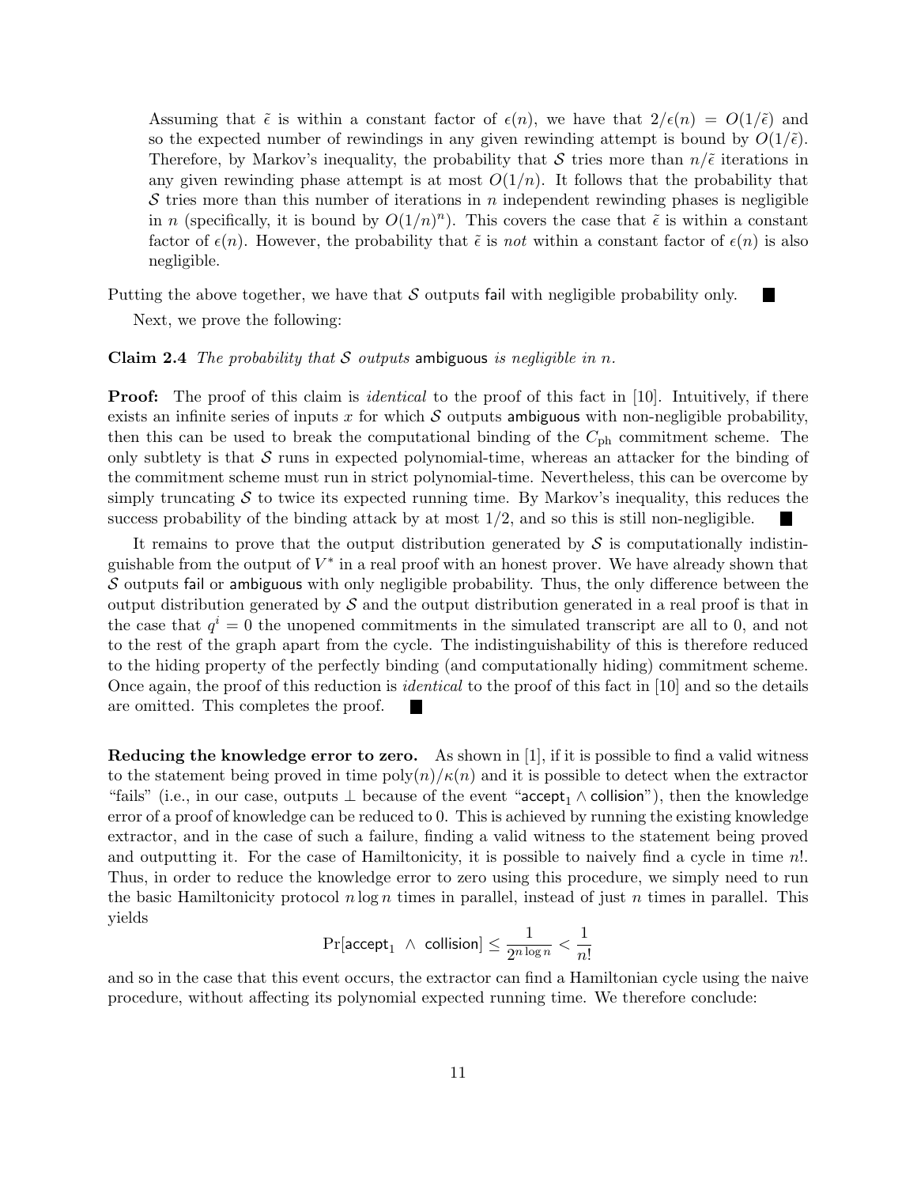Assuming that $\tilde{\epsilon}$ is within a constant factor of $\epsilon(n)$, we have that $2/\epsilon(n) = O(1/\tilde{\epsilon})$ and so the expected number of rewindings in any given rewinding attempt is bound by $O(1/\tilde{\epsilon})$. Therefore, by Markov's inequality, the probability that $\mathcal{S}$ tries more than $n/\tilde{\epsilon}$ iterations in any given rewinding phase attempt is at most $O(1/n)$. It follows that the probability that $\mathcal{S}$ tries more than this number of iterations in $n$ independent rewinding phases is negligible in $n$ (specifically, it is bound by $O(1/n)^n$). This covers the case that $\tilde{\epsilon}$ is within a constant factor of $\epsilon(n)$. However, the probability that $\tilde{\epsilon}$ is *not* within a constant factor of $\epsilon(n)$ is also negligible.

Putting the above together, we have that $\mathcal{S}$ outputs fail with negligible probability only. ■

Next, we prove the following:

**Claim 2.4** *The probability that $\mathcal{S}$ outputs* ambiguous *is negligible in $n$.*

**Proof:** The proof of this claim is *identical* to the proof of this fact in [10]. Intuitively, if there exists an infinite series of inputs $x$ for which $\mathcal{S}$ outputs ambiguous with non-negligible probability, then this can be used to break the computational binding of the $C_{\text{ph}}$ commitment scheme. The only subtlety is that $\mathcal{S}$ runs in expected polynomial-time, whereas an attacker for the binding of the commitment scheme must run in strict polynomial-time. Nevertheless, this can be overcome by simply truncating $\mathcal{S}$ to twice its expected running time. By Markov's inequality, this reduces the success probability of the binding attack by at most $1/2$, and so this is still non-negligible. ■

It remains to prove that the output distribution generated by $\mathcal{S}$ is computationally indistinguishable from the output of $V^*$ in a real proof with an honest prover. We have already shown that $\mathcal{S}$ outputs fail or ambiguous with only negligible probability. Thus, the only difference between the output distribution generated by $\mathcal{S}$ and the output distribution generated in a real proof is that in the case that $q^i = 0$ the unopened commitments in the simulated transcript are all to 0, and not to the rest of the graph apart from the cycle. The indistinguishability of this is therefore reduced to the hiding property of the perfectly binding (and computationally hiding) commitment scheme. Once again, the proof of this reduction is *identical* to the proof of this fact in [10] and so the details are omitted. This completes the proof. ■

**Reducing the knowledge error to zero.** As shown in [1], if it is possible to find a valid witness to the statement being proved in time $\text{poly}(n)/\kappa(n)$ and it is possible to detect when the extractor "fails" (i.e., in our case, outputs $\perp$ because of the event "$\text{accept}_1 \wedge \text{collision}$"), then the knowledge error of a proof of knowledge can be reduced to 0. This is achieved by running the existing knowledge extractor, and in the case of such a failure, finding a valid witness to the statement being proved and outputting it. For the case of Hamiltonicity, it is possible to naively find a cycle in time $n!$. Thus, in order to reduce the knowledge error to zero using this procedure, we simply need to run the basic Hamiltonicity protocol $n \log n$ times in parallel, instead of just $n$ times in parallel. This yields

$$\Pr[\text{accept}_1 \;\wedge\; \text{collision}] \leq \frac{1}{2^{n \log n}} < \frac{1}{n!}$$

and so in the case that this event occurs, the extractor can find a Hamiltonian cycle using the naive procedure, without affecting its polynomial expected running time. We therefore conclude: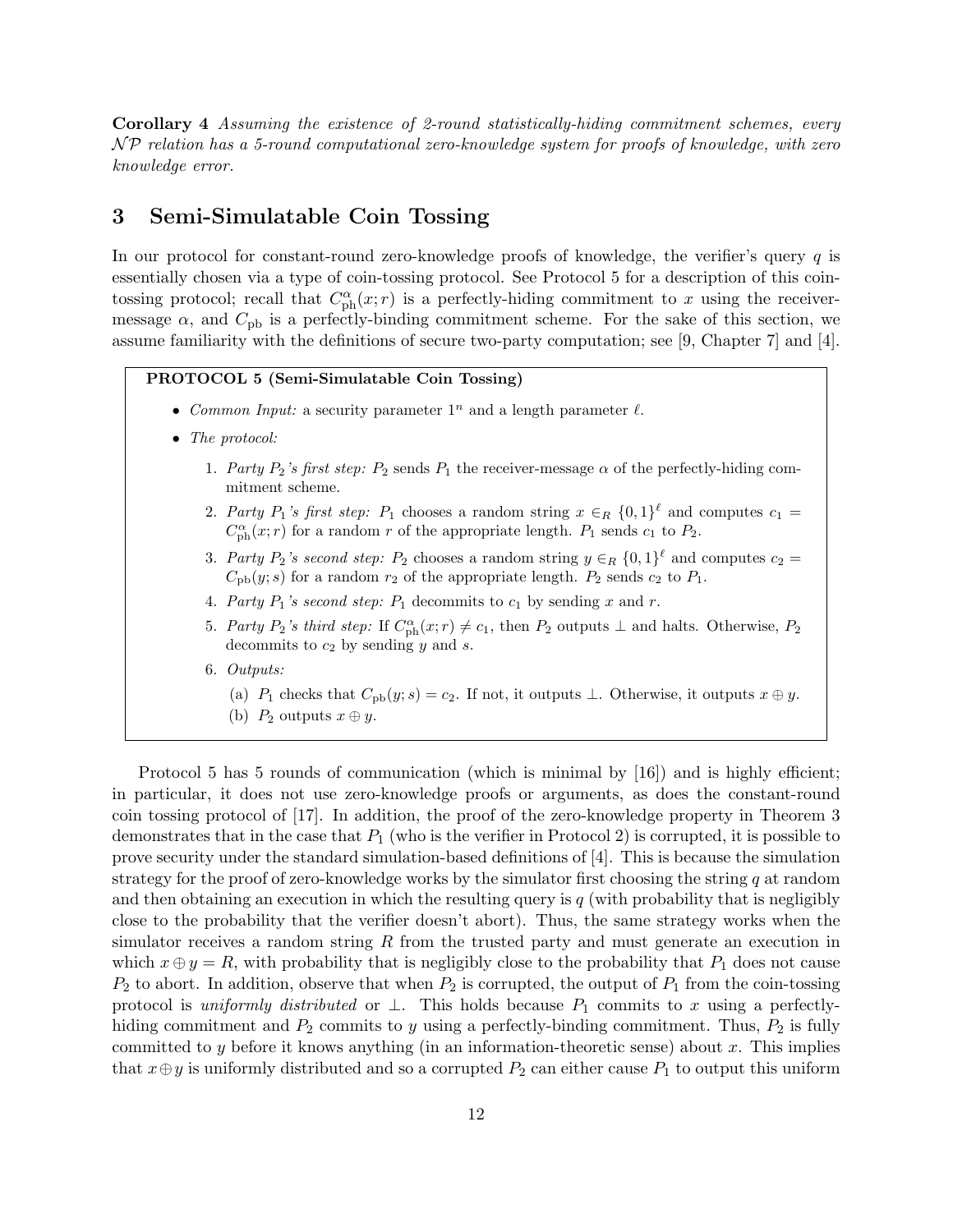**Corollary 4** *Assuming the existence of 2-round statistically-hiding commitment schemes, every $\mathcal{NP}$ relation has a 5-round computational zero-knowledge system for proofs of knowledge, with zero knowledge error.*

## 3 Semi-Simulatable Coin Tossing

In our protocol for constant-round zero-knowledge proofs of knowledge, the verifier's query $q$ is essentially chosen via a type of coin-tossing protocol. See Protocol 5 for a description of this coin-tossing protocol; recall that $C_{\rm ph}^{\alpha}(x;r)$ is a perfectly-hiding commitment to $x$ using the receiver-message $\alpha$, and $C_{\rm pb}$ is a perfectly-binding commitment scheme. For the sake of this section, we assume familiarity with the definitions of secure two-party computation; see [9, Chapter 7] and [4].

> **PROTOCOL 5 (Semi-Simulatable Coin Tossing)**
>
> - *Common Input:* a security parameter $1^n$ and a length parameter $\ell$.
> - *The protocol:*
>   1. *Party $P_2$'s first step:* $P_2$ sends $P_1$ the receiver-message $\alpha$ of the perfectly-hiding commitment scheme.
>   2. *Party $P_1$'s first step:* $P_1$ chooses a random string $x \in_R \{0,1\}^\ell$ and computes $c_1 = C_{\rm ph}^{\alpha}(x;r)$ for a random $r$ of the appropriate length. $P_1$ sends $c_1$ to $P_2$.
>   3. *Party $P_2$'s second step:* $P_2$ chooses a random string $y \in_R \{0,1\}^\ell$ and computes $c_2 = C_{\rm pb}(y;s)$ for a random $r_2$ of the appropriate length. $P_2$ sends $c_2$ to $P_1$.
>   4. *Party $P_1$'s second step:* $P_1$ decommits to $c_1$ by sending $x$ and $r$.
>   5. *Party $P_2$'s third step:* If $C_{\rm ph}^{\alpha}(x;r) \neq c_1$, then $P_2$ outputs $\perp$ and halts. Otherwise, $P_2$ decommits to $c_2$ by sending $y$ and $s$.
>   6. *Outputs:*
>      (a) $P_1$ checks that $C_{\rm pb}(y;s) = c_2$. If not, it outputs $\perp$. Otherwise, it outputs $x \oplus y$.
>      (b) $P_2$ outputs $x \oplus y$.

Protocol 5 has 5 rounds of communication (which is minimal by [16]) and is highly efficient; in particular, it does not use zero-knowledge proofs or arguments, as does the constant-round coin tossing protocol of [17]. In addition, the proof of the zero-knowledge property in Theorem 3 demonstrates that in the case that $P_1$ (who is the verifier in Protocol 2) is corrupted, it is possible to prove security under the standard simulation-based definitions of [4]. This is because the simulation strategy for the proof of zero-knowledge works by the simulator first choosing the string $q$ at random and then obtaining an execution in which the resulting query is $q$ (with probability that is negligibly close to the probability that the verifier doesn't abort). Thus, the same strategy works when the simulator receives a random string $R$ from the trusted party and must generate an execution in which $x \oplus y = R$, with probability that is negligibly close to the probability that $P_1$ does not cause $P_2$ to abort. In addition, observe that when $P_2$ is corrupted, the output of $P_1$ from the coin-tossing protocol is *uniformly distributed* or $\perp$. This holds because $P_1$ commits to $x$ using a perfectly-hiding commitment and $P_2$ commits to $y$ using a perfectly-binding commitment. Thus, $P_2$ is fully committed to $y$ before it knows anything (in an information-theoretic sense) about $x$. This implies that $x \oplus y$ is uniformly distributed and so a corrupted $P_2$ can either cause $P_1$ to output this uniform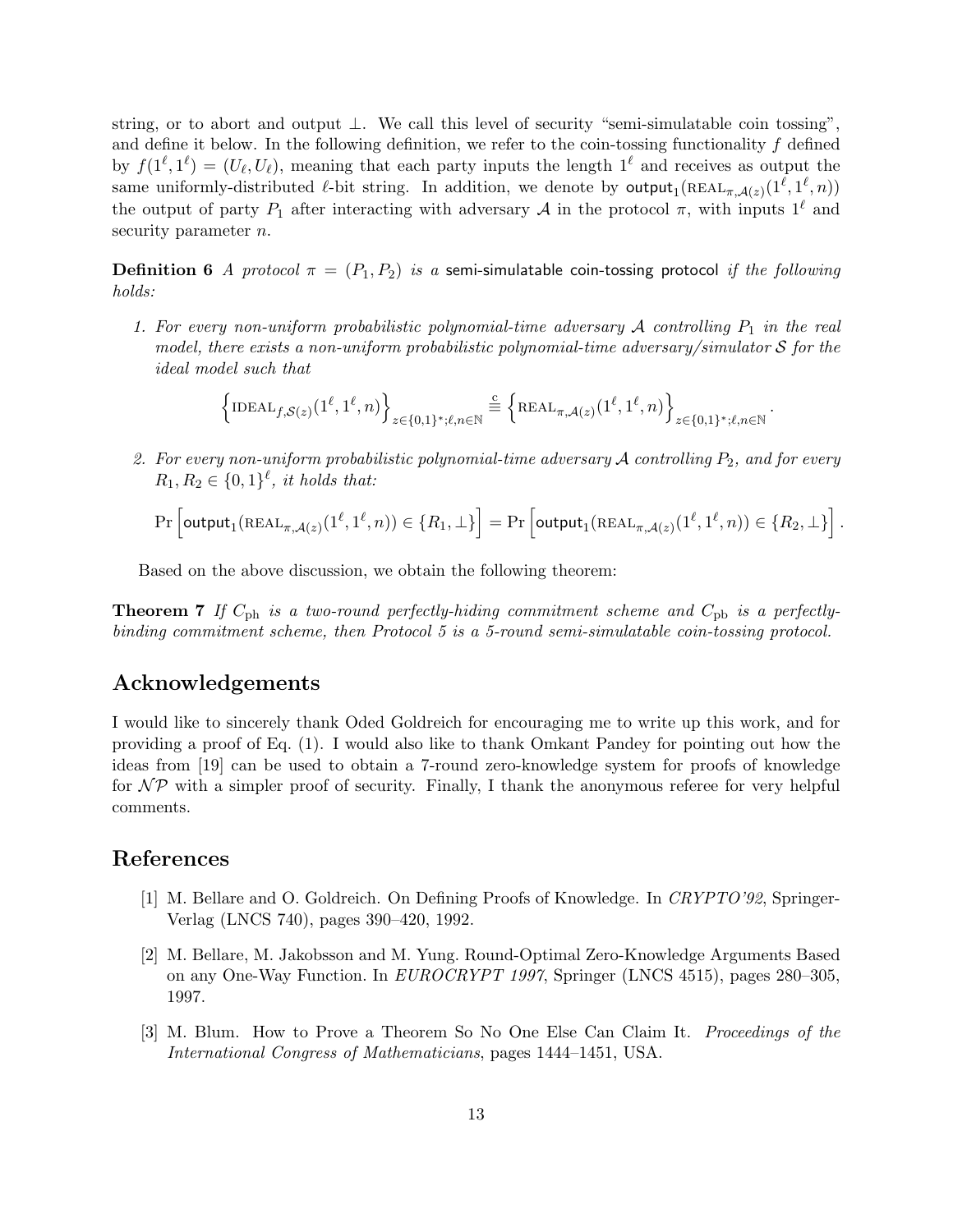string, or to abort and output $\perp$. We call this level of security "semi-simulatable coin tossing", and define it below. In the following definition, we refer to the coin-tossing functionality $f$ defined by $f(1^\ell, 1^\ell) = (U_\ell, U_\ell)$, meaning that each party inputs the length $1^\ell$ and receives as output the same uniformly-distributed $\ell$-bit string. In addition, we denote by $\mathsf{output}_1(\mathrm{REAL}_{\pi,\mathcal{A}(z)}(1^\ell, 1^\ell, n))$ the output of party $P_1$ after interacting with adversary $\mathcal{A}$ in the protocol $\pi$, with inputs $1^\ell$ and security parameter $n$.

**Definition 6** *A protocol $\pi = (P_1, P_2)$ is a* semi-simulatable coin-tossing protocol *if the following holds:*

1. *For every non-uniform probabilistic polynomial-time adversary $\mathcal{A}$ controlling $P_1$ in the real model, there exists a non-uniform probabilistic polynomial-time adversary/simulator $\mathcal{S}$ for the ideal model such that*

$$\left\{\mathrm{IDEAL}_{f,\mathcal{S}(z)}(1^\ell, 1^\ell, n)\right\}_{z\in\{0,1\}^*;\ell,n\in\mathbb{N}} \stackrel{\rm c}{\equiv} \left\{\mathrm{REAL}_{\pi,\mathcal{A}(z)}(1^\ell, 1^\ell, n)\right\}_{z\in\{0,1\}^*;\ell,n\in\mathbb{N}}.$$

2. *For every non-uniform probabilistic polynomial-time adversary $\mathcal{A}$ controlling $P_2$, and for every $R_1, R_2 \in \{0,1\}^\ell$, it holds that:*

$$\Pr\left[\mathsf{output}_1(\mathrm{REAL}_{\pi,\mathcal{A}(z)}(1^\ell, 1^\ell, n)) \in \{R_1, \perp\}\right] = \Pr\left[\mathsf{output}_1(\mathrm{REAL}_{\pi,\mathcal{A}(z)}(1^\ell, 1^\ell, n)) \in \{R_2, \perp\}\right].$$

Based on the above discussion, we obtain the following theorem:

**Theorem 7** *If $C_{\rm ph}$ is a two-round perfectly-hiding commitment scheme and $C_{\rm pb}$ is a perfectly-binding commitment scheme, then Protocol 5 is a 5-round semi-simulatable coin-tossing protocol.*

## Acknowledgements

I would like to sincerely thank Oded Goldreich for encouraging me to write up this work, and for providing a proof of Eq. (1). I would also like to thank Omkant Pandey for pointing out how the ideas from [19] can be used to obtain a 7-round zero-knowledge system for proofs of knowledge for $\mathcal{NP}$ with a simpler proof of security. Finally, I thank the anonymous referee for very helpful comments.

## References

[1] M. Bellare and O. Goldreich. On Defining Proofs of Knowledge. In *CRYPTO'92*, Springer-Verlag (LNCS 740), pages 390–420, 1992.

[2] M. Bellare, M. Jakobsson and M. Yung. Round-Optimal Zero-Knowledge Arguments Based on any One-Way Function. In *EUROCRYPT 1997*, Springer (LNCS 4515), pages 280–305, 1997.

[3] M. Blum. How to Prove a Theorem So No One Else Can Claim It. *Proceedings of the International Congress of Mathematicians*, pages 1444–1451, USA.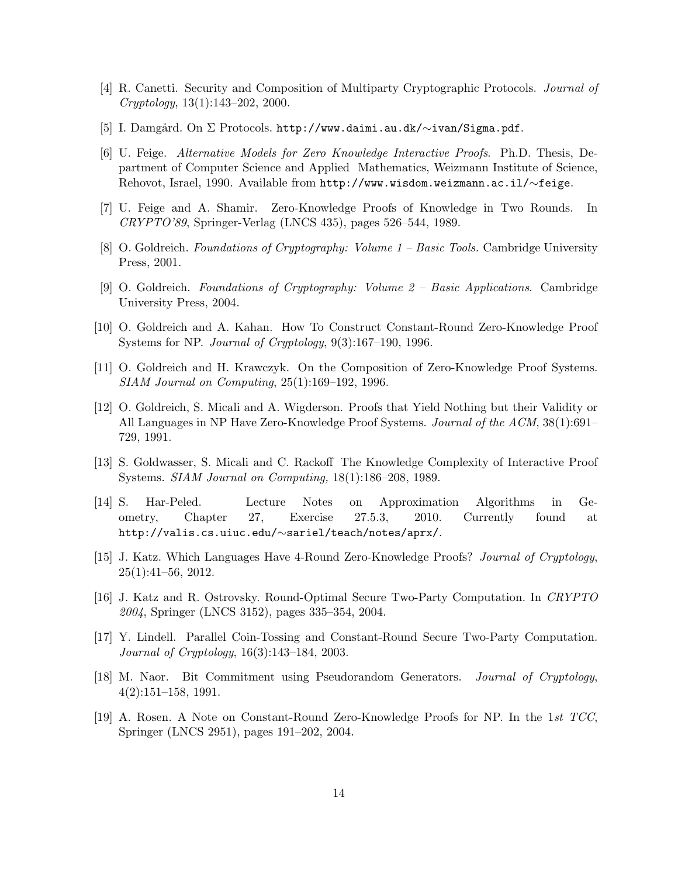[4] R. Canetti. Security and Composition of Multiparty Cryptographic Protocols. *Journal of Cryptology*, 13(1):143–202, 2000.

[5] I. Damgård. On $\Sigma$ Protocols. `http://www.daimi.au.dk/~ivan/Sigma.pdf`.

[6] U. Feige. *Alternative Models for Zero Knowledge Interactive Proofs*. Ph.D. Thesis, Department of Computer Science and Applied Mathematics, Weizmann Institute of Science, Rehovot, Israel, 1990. Available from `http://www.wisdom.weizmann.ac.il/~feige`.

[7] U. Feige and A. Shamir. Zero-Knowledge Proofs of Knowledge in Two Rounds. In *CRYPTO'89*, Springer-Verlag (LNCS 435), pages 526–544, 1989.

[8] O. Goldreich. *Foundations of Cryptography: Volume 1 – Basic Tools.* Cambridge University Press, 2001.

[9] O. Goldreich. *Foundations of Cryptography: Volume 2 – Basic Applications*. Cambridge University Press, 2004.

[10] O. Goldreich and A. Kahan. How To Construct Constant-Round Zero-Knowledge Proof Systems for NP. *Journal of Cryptology*, 9(3):167–190, 1996.

[11] O. Goldreich and H. Krawczyk. On the Composition of Zero-Knowledge Proof Systems. *SIAM Journal on Computing*, 25(1):169–192, 1996.

[12] O. Goldreich, S. Micali and A. Wigderson. Proofs that Yield Nothing but their Validity or All Languages in NP Have Zero-Knowledge Proof Systems. *Journal of the ACM*, 38(1):691–729, 1991.

[13] S. Goldwasser, S. Micali and C. Rackoff The Knowledge Complexity of Interactive Proof Systems. *SIAM Journal on Computing,* 18(1):186–208, 1989.

[14] S. Har-Peled. Lecture Notes on Approximation Algorithms in Geometry, Chapter 27, Exercise 27.5.3, 2010. Currently found at `http://valis.cs.uiuc.edu/~sariel/teach/notes/aprx/`.

[15] J. Katz. Which Languages Have 4-Round Zero-Knowledge Proofs? *Journal of Cryptology*, 25(1):41–56, 2012.

[16] J. Katz and R. Ostrovsky. Round-Optimal Secure Two-Party Computation. In *CRYPTO 2004*, Springer (LNCS 3152), pages 335–354, 2004.

[17] Y. Lindell. Parallel Coin-Tossing and Constant-Round Secure Two-Party Computation. *Journal of Cryptology*, 16(3):143–184, 2003.

[18] M. Naor. Bit Commitment using Pseudorandom Generators. *Journal of Cryptology*, 4(2):151–158, 1991.

[19] A. Rosen. A Note on Constant-Round Zero-Knowledge Proofs for NP. In the 1*st TCC*, Springer (LNCS 2951), pages 191–202, 2004.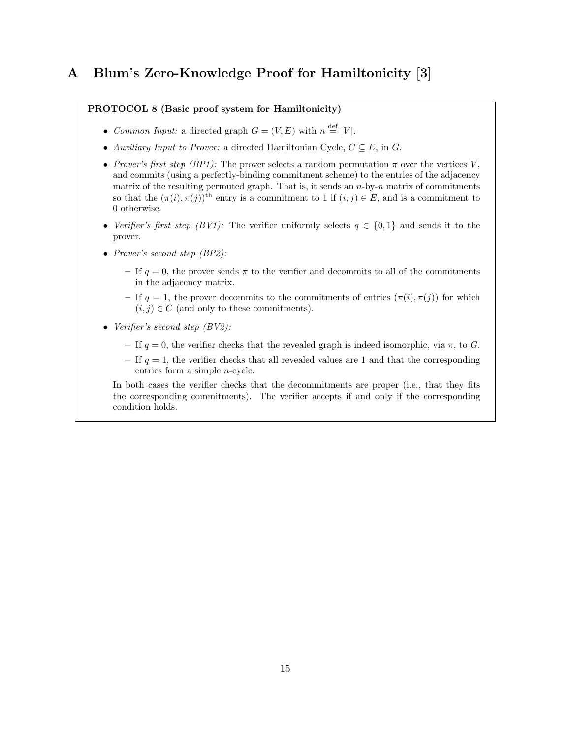# A Blum's Zero-Knowledge Proof for Hamiltonicity [3]

**PROTOCOL 8 (Basic proof system for Hamiltonicity)**

- *Common Input:* a directed graph $G = (V, E)$ with $n \stackrel{\text{def}}{=} |V|$.
- *Auxiliary Input to Prover:* a directed Hamiltonian Cycle, $C \subseteq E$, in $G$.
- *Prover's first step (BP1):* The prover selects a random permutation $\pi$ over the vertices $V$, and commits (using a perfectly-binding commitment scheme) to the entries of the adjacency matrix of the resulting permuted graph. That is, it sends an $n$-by-$n$ matrix of commitments so that the $(\pi(i), \pi(j))^{\text{th}}$ entry is a commitment to 1 if $(i, j) \in E$, and is a commitment to 0 otherwise.
- *Verifier's first step (BV1):* The verifier uniformly selects $q \in \{0, 1\}$ and sends it to the prover.
- *Prover's second step (BP2):*
  - If $q = 0$, the prover sends $\pi$ to the verifier and decommits to all of the commitments in the adjacency matrix.
  - If $q = 1$, the prover decommits to the commitments of entries $(\pi(i), \pi(j))$ for which $(i, j) \in C$ (and only to these commitments).
- *Verifier's second step (BV2):*
  - If $q = 0$, the verifier checks that the revealed graph is indeed isomorphic, via $\pi$, to $G$.
  - If $q = 1$, the verifier checks that all revealed values are 1 and that the corresponding entries form a simple $n$-cycle.

  In both cases the verifier checks that the decommitments are proper (i.e., that they fits the corresponding commitments). The verifier accepts if and only if the corresponding condition holds.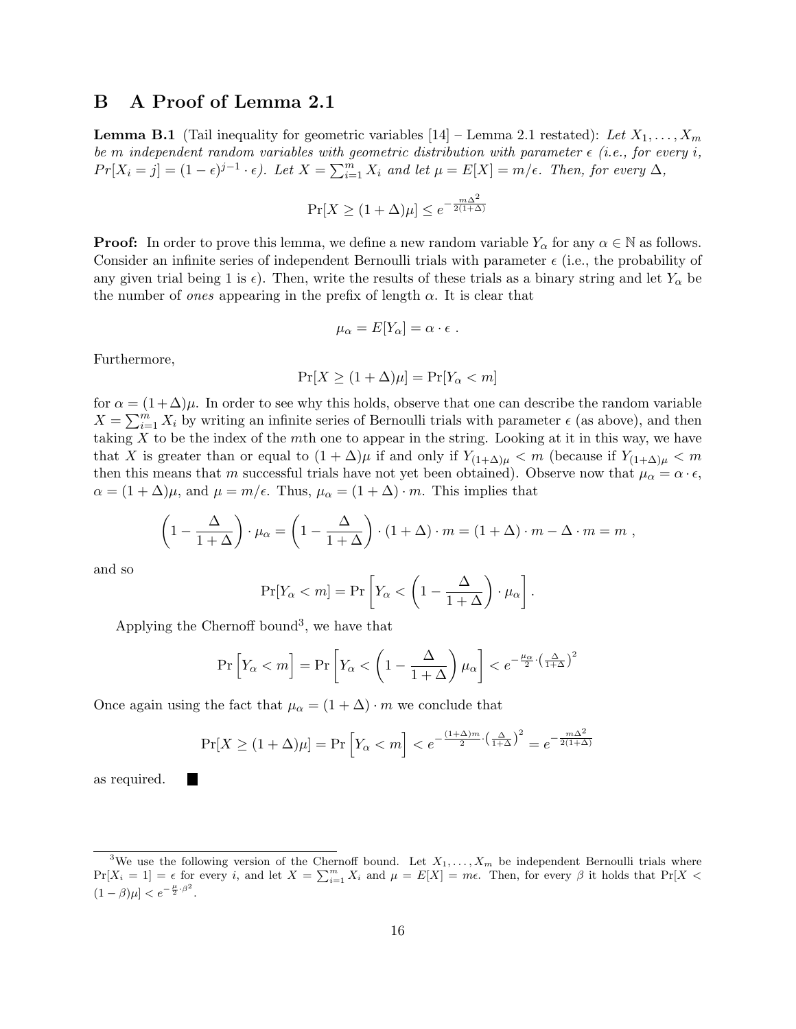## B A Proof of Lemma 2.1

**Lemma B.1** (Tail inequality for geometric variables [14] – Lemma 2.1 restated): *Let $X_1, \ldots, X_m$ be $m$ independent random variables with geometric distribution with parameter $\epsilon$ (i.e., for every $i$, $Pr[X_i = j] = (1-\epsilon)^{j-1} \cdot \epsilon$). Let $X = \sum_{i=1}^{m} X_i$ and let $\mu = E[X] = m/\epsilon$. Then, for every $\Delta$,*

$$\Pr[X \geq (1+\Delta)\mu] \leq e^{-\frac{m\Delta^2}{2(1+\Delta)}}$$

**Proof:** In order to prove this lemma, we define a new random variable $Y_\alpha$ for any $\alpha \in \mathbb{N}$ as follows. Consider an infinite series of independent Bernoulli trials with parameter $\epsilon$ (i.e., the probability of any given trial being 1 is $\epsilon$). Then, write the results of these trials as a binary string and let $Y_\alpha$ be the number of *ones* appearing in the prefix of length $\alpha$. It is clear that

$$\mu_\alpha = E[Y_\alpha] = \alpha \cdot \epsilon \ .$$

Furthermore,

$$\Pr[X \geq (1+\Delta)\mu] = \Pr[Y_\alpha < m]$$

for $\alpha = (1+\Delta)\mu$. In order to see why this holds, observe that one can describe the random variable $X = \sum_{i=1}^{m} X_i$ by writing an infinite series of Bernoulli trials with parameter $\epsilon$ (as above), and then taking $X$ to be the index of the $m$th one to appear in the string. Looking at it in this way, we have that $X$ is greater than or equal to $(1+\Delta)\mu$ if and only if $Y_{(1+\Delta)\mu} < m$ (because if $Y_{(1+\Delta)\mu} < m$ then this means that $m$ successful trials have not yet been obtained). Observe now that $\mu_\alpha = \alpha \cdot \epsilon$, $\alpha = (1+\Delta)\mu$, and $\mu = m/\epsilon$. Thus, $\mu_\alpha = (1+\Delta) \cdot m$. This implies that

$$\left(1 - \frac{\Delta}{1+\Delta}\right) \cdot \mu_\alpha = \left(1 - \frac{\Delta}{1+\Delta}\right) \cdot (1+\Delta) \cdot m = (1+\Delta) \cdot m - \Delta \cdot m = m \ ,$$

and so

$$\Pr[Y_\alpha < m] = \Pr\left[Y_\alpha < \left(1 - \frac{\Delta}{1+\Delta}\right) \cdot \mu_\alpha\right].$$

Applying the Chernoff bound[3], we have that

$$\Pr\Big[Y_\alpha < m\Big] = \Pr\left[Y_\alpha < \left(1 - \frac{\Delta}{1+\Delta}\right)\mu_\alpha\right] < e^{-\frac{\mu_\alpha}{2} \cdot \left(\frac{\Delta}{1+\Delta}\right)^2}$$

Once again using the fact that $\mu_\alpha = (1+\Delta) \cdot m$ we conclude that

$$\Pr[X \geq (1+\Delta)\mu] = \Pr\Big[Y_\alpha < m\Big] < e^{-\frac{(1+\Delta)m}{2} \cdot \left(\frac{\Delta}{1+\Delta}\right)^2} = e^{-\frac{m\Delta^2}{2(1+\Delta)}}$$

as required. ∎

[3] We use the following version of the Chernoff bound. Let $X_1, \ldots, X_m$ be independent Bernoulli trials where $\Pr[X_i = 1] = \epsilon$ for every $i$, and let $X = \sum_{i=1}^{m} X_i$ and $\mu = E[X] = m\epsilon$. Then, for every $\beta$ it holds that $\Pr[X < (1-\beta)\mu] < e^{-\frac{\mu}{2} \cdot \beta^2}$.